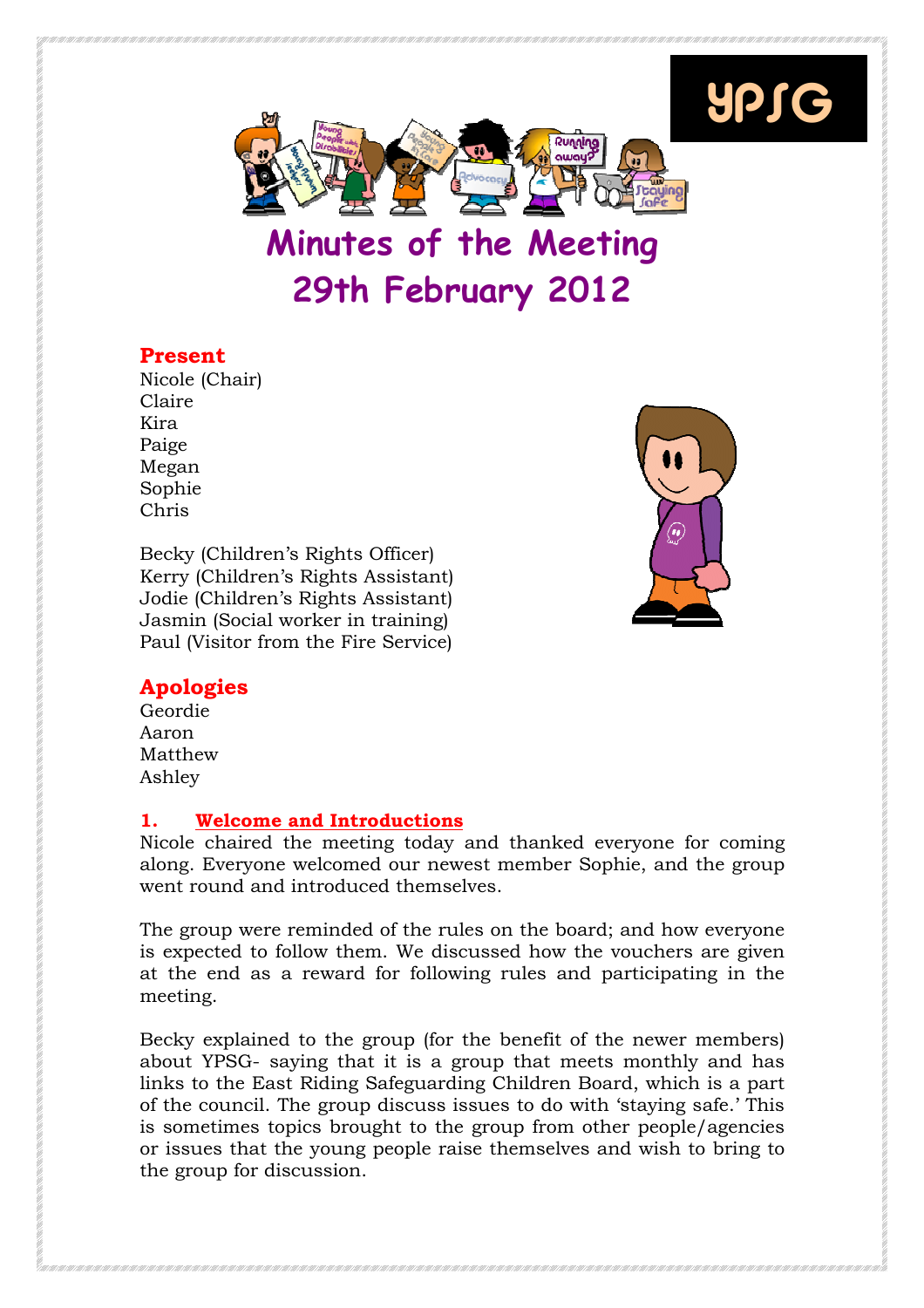YPSG

# Minutes of the Meeting 29th February 2012

## Present

Nicole (Chair)
Claire
Kira
Paige
Megan
Sophie
Chris

Becky (Children's Rights Officer)
Kerry (Children's Rights Assistant)
Jodie (Children's Rights Assistant)
Jasmin (Social worker in training)
Paul (Visitor from the Fire Service)

## Apologies

Geordie
Aaron
Matthew
Ashley

### 1. Welcome and Introductions

Nicole chaired the meeting today and thanked everyone for coming along. Everyone welcomed our newest member Sophie, and the group went round and introduced themselves.

The group were reminded of the rules on the board; and how everyone is expected to follow them. We discussed how the vouchers are given at the end as a reward for following rules and participating in the meeting.

Becky explained to the group (for the benefit of the newer members) about YPSG- saying that it is a group that meets monthly and has links to the East Riding Safeguarding Children Board, which is a part of the council. The group discuss issues to do with 'staying safe.' This is sometimes topics brought to the group from other people/agencies or issues that the young people raise themselves and wish to bring to the group for discussion.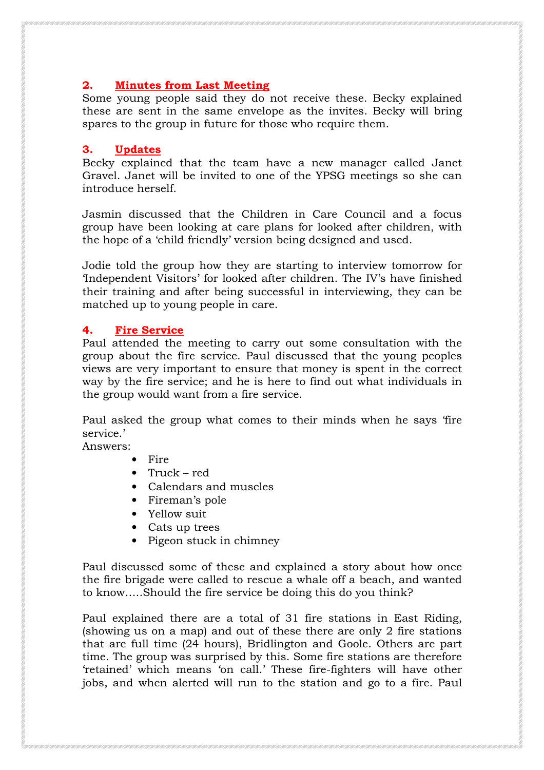## 2. Minutes from Last Meeting

Some young people said they do not receive these. Becky explained these are sent in the same envelope as the invites. Becky will bring spares to the group in future for those who require them.

## 3. Updates

Becky explained that the team have a new manager called Janet Gravel. Janet will be invited to one of the YPSG meetings so she can introduce herself.

Jasmin discussed that the Children in Care Council and a focus group have been looking at care plans for looked after children, with the hope of a 'child friendly' version being designed and used.

Jodie told the group how they are starting to interview tomorrow for 'Independent Visitors' for looked after children. The IV's have finished their training and after being successful in interviewing, they can be matched up to young people in care.

## 4. Fire Service

Paul attended the meeting to carry out some consultation with the group about the fire service. Paul discussed that the young peoples views are very important to ensure that money is spent in the correct way by the fire service; and he is here to find out what individuals in the group would want from a fire service.

Paul asked the group what comes to their minds when he says 'fire service.'
Answers:

- Fire
- Truck – red
- Calendars and muscles
- Fireman's pole
- Yellow suit
- Cats up trees
- Pigeon stuck in chimney

Paul discussed some of these and explained a story about how once the fire brigade were called to rescue a whale off a beach, and wanted to know…..Should the fire service be doing this do you think?

Paul explained there are a total of 31 fire stations in East Riding, (showing us on a map) and out of these there are only 2 fire stations that are full time (24 hours), Bridlington and Goole. Others are part time. The group was surprised by this. Some fire stations are therefore 'retained' which means 'on call.' These fire-fighters will have other jobs, and when alerted will run to the station and go to a fire. Paul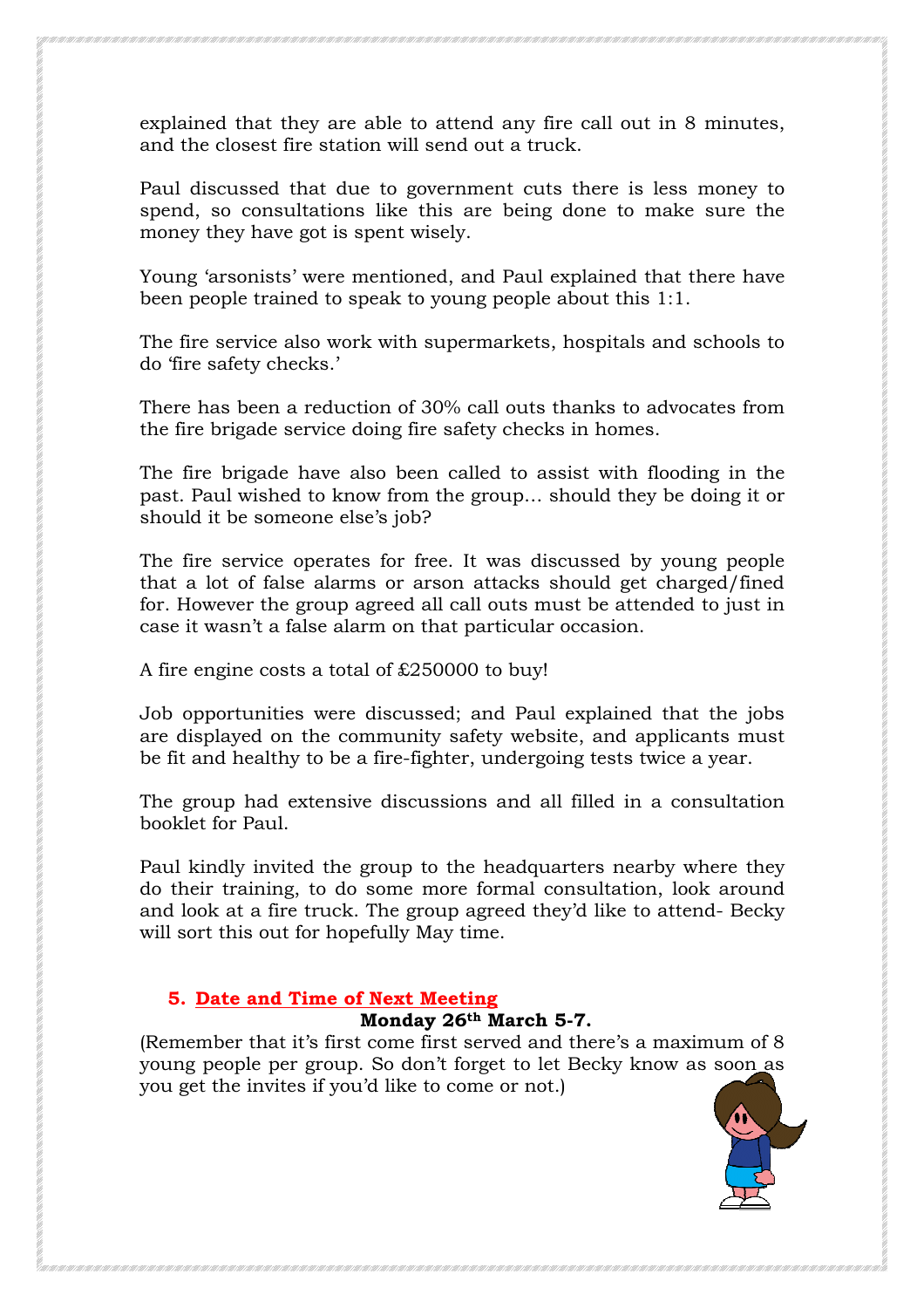explained that they are able to attend any fire call out in 8 minutes, and the closest fire station will send out a truck.

Paul discussed that due to government cuts there is less money to spend, so consultations like this are being done to make sure the money they have got is spent wisely.

Young 'arsonists' were mentioned, and Paul explained that there have been people trained to speak to young people about this 1:1.

The fire service also work with supermarkets, hospitals and schools to do 'fire safety checks.'

There has been a reduction of 30% call outs thanks to advocates from the fire brigade service doing fire safety checks in homes.

The fire brigade have also been called to assist with flooding in the past. Paul wished to know from the group… should they be doing it or should it be someone else's job?

The fire service operates for free. It was discussed by young people that a lot of false alarms or arson attacks should get charged/fined for. However the group agreed all call outs must be attended to just in case it wasn't a false alarm on that particular occasion.

A fire engine costs a total of £250000 to buy!

Job opportunities were discussed; and Paul explained that the jobs are displayed on the community safety website, and applicants must be fit and healthy to be a fire-fighter, undergoing tests twice a year.

The group had extensive discussions and all filled in a consultation booklet for Paul.

Paul kindly invited the group to the headquarters nearby where they do their training, to do some more formal consultation, look around and look at a fire truck. The group agreed they'd like to attend- Becky will sort this out for hopefully May time.

## 5. Date and Time of Next Meeting

**Monday 26th March 5-7.**

(Remember that it's first come first served and there's a maximum of 8 young people per group. So don't forget to let Becky know as soon as you get the invites if you'd like to come or not.)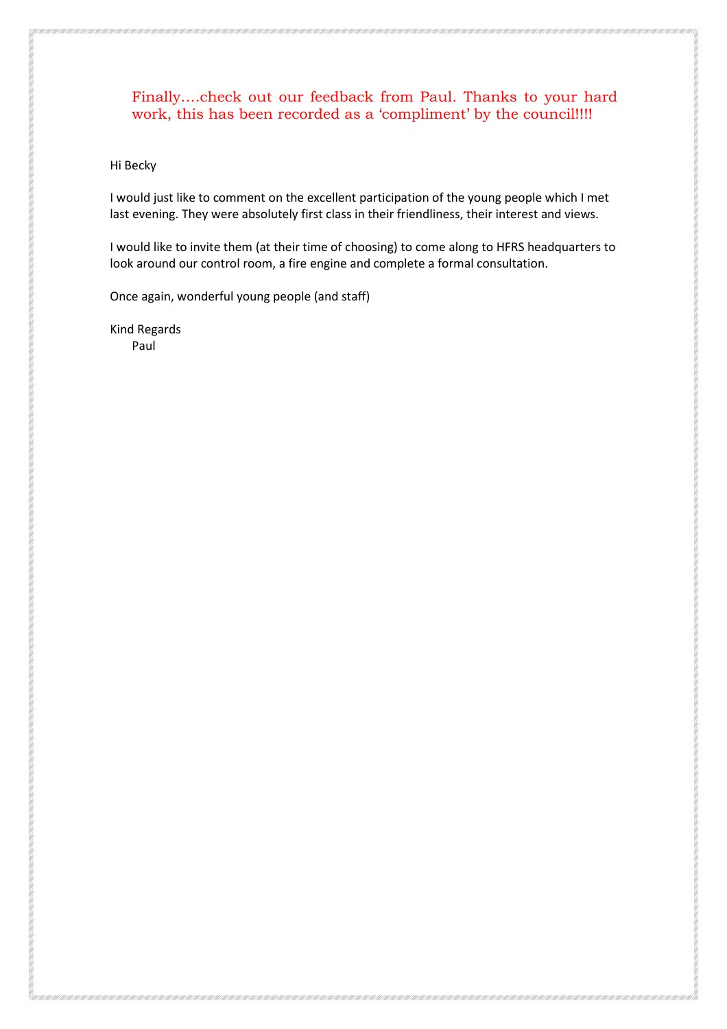Finally....check out our feedback from Paul. Thanks to your hard work, this has been recorded as a 'compliment' by the council!!!!

Hi Becky

I would just like to comment on the excellent participation of the young people which I met last evening. They were absolutely first class in their friendliness, their interest and views.

I would like to invite them (at their time of choosing) to come along to HFRS headquarters to look around our control room, a fire engine and complete a formal consultation.

Once again, wonderful young people (and staff)

Kind Regards
Paul